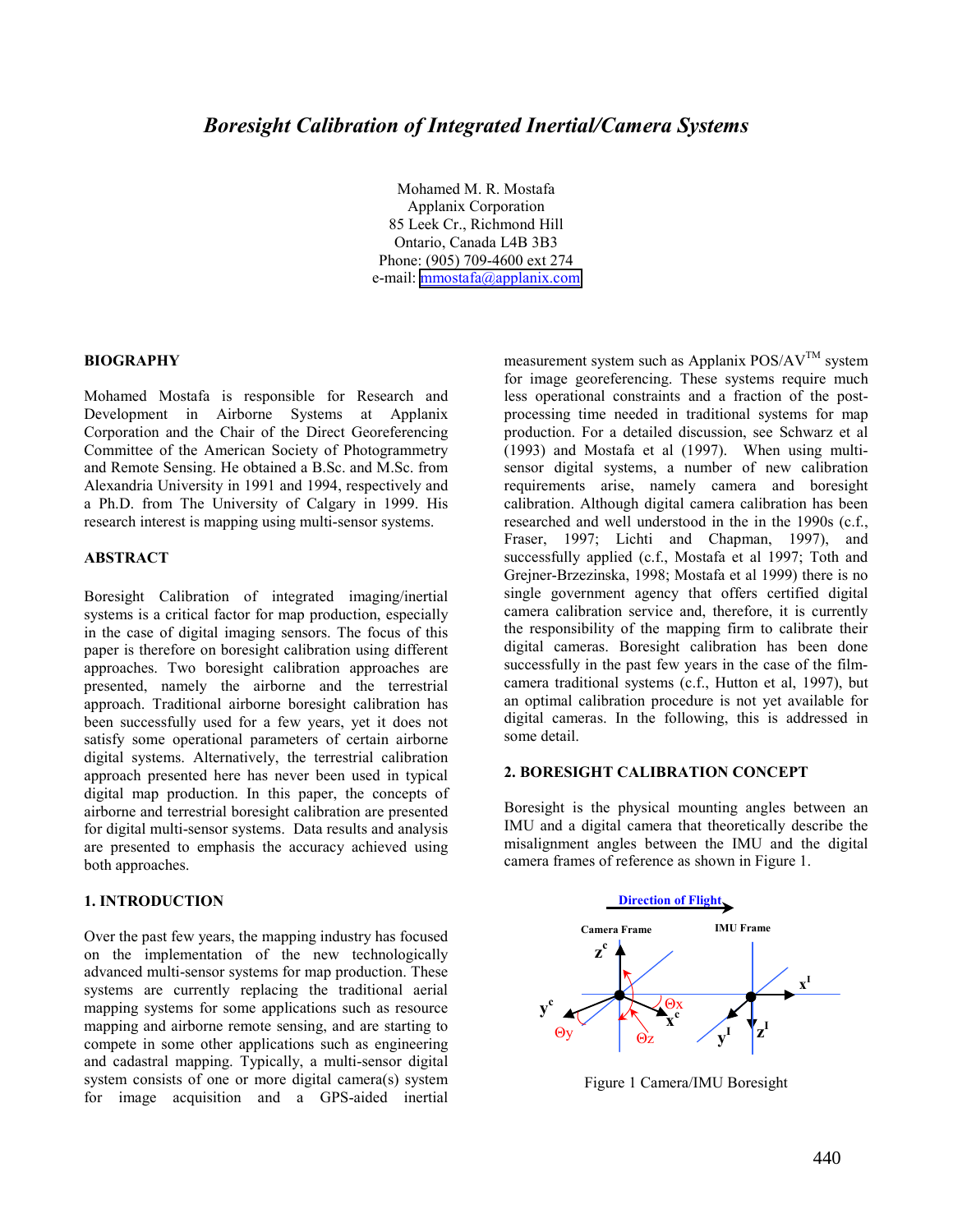# *Boresight Calibration of Integrated Inertial/Camera Systems*

Mohamed M. R. Mostafa
Applanix Corporation
85 Leek Cr., Richmond Hill
Ontario, Canada L4B 3B3
Phone: (905) 709-4600 ext 274
e-mail: mmostafa@applanix.com

## BIOGRAPHY

Mohamed Mostafa is responsible for Research and Development in Airborne Systems at Applanix Corporation and the Chair of the Direct Georeferencing Committee of the American Society of Photogrammetry and Remote Sensing. He obtained a B.Sc. and M.Sc. from Alexandria University in 1991 and 1994, respectively and a Ph.D. from The University of Calgary in 1999. His research interest is mapping using multi-sensor systems.

## ABSTRACT

Boresight Calibration of integrated imaging/inertial systems is a critical factor for map production, especially in the case of digital imaging sensors. The focus of this paper is therefore on boresight calibration using different approaches. Two boresight calibration approaches are presented, namely the airborne and the terrestrial approach. Traditional airborne boresight calibration has been successfully used for a few years, yet it does not satisfy some operational parameters of certain airborne digital systems. Alternatively, the terrestrial calibration approach presented here has never been used in typical digital map production. In this paper, the concepts of airborne and terrestrial boresight calibration are presented for digital multi-sensor systems. Data results and analysis are presented to emphasis the accuracy achieved using both approaches.

## 1. INTRODUCTION

Over the past few years, the mapping industry has focused on the implementation of the new technologically advanced multi-sensor systems for map production. These systems are currently replacing the traditional aerial mapping systems for some applications such as resource mapping and airborne remote sensing, and are starting to compete in some other applications such as engineering and cadastral mapping. Typically, a multi-sensor digital system consists of one or more digital camera(s) system for image acquisition and a GPS-aided inertial measurement system such as Applanix POS/AV™ system for image georeferencing. These systems require much less operational constraints and a fraction of the post-processing time needed in traditional systems for map production. For a detailed discussion, see Schwarz et al (1993) and Mostafa et al (1997). When using multi-sensor digital systems, a number of new calibration requirements arise, namely camera and boresight calibration. Although digital camera calibration has been researched and well understood in the in the 1990s (c.f., Fraser, 1997; Lichti and Chapman, 1997), and successfully applied (c.f., Mostafa et al 1997; Toth and Grejner-Brzezinska, 1998; Mostafa et al 1999) there is no single government agency that offers certified digital camera calibration service and, therefore, it is currently the responsibility of the mapping firm to calibrate their digital cameras. Boresight calibration has been done successfully in the past few years in the case of the film-camera traditional systems (c.f., Hutton et al, 1997), but an optimal calibration procedure is not yet available for digital cameras. In the following, this is addressed in some detail.

## 2. BORESIGHT CALIBRATION CONCEPT

Boresight is the physical mounting angles between an IMU and a digital camera that theoretically describe the misalignment angles between the IMU and the digital camera frames of reference as shown in Figure 1.

Figure 1 Camera/IMU Boresight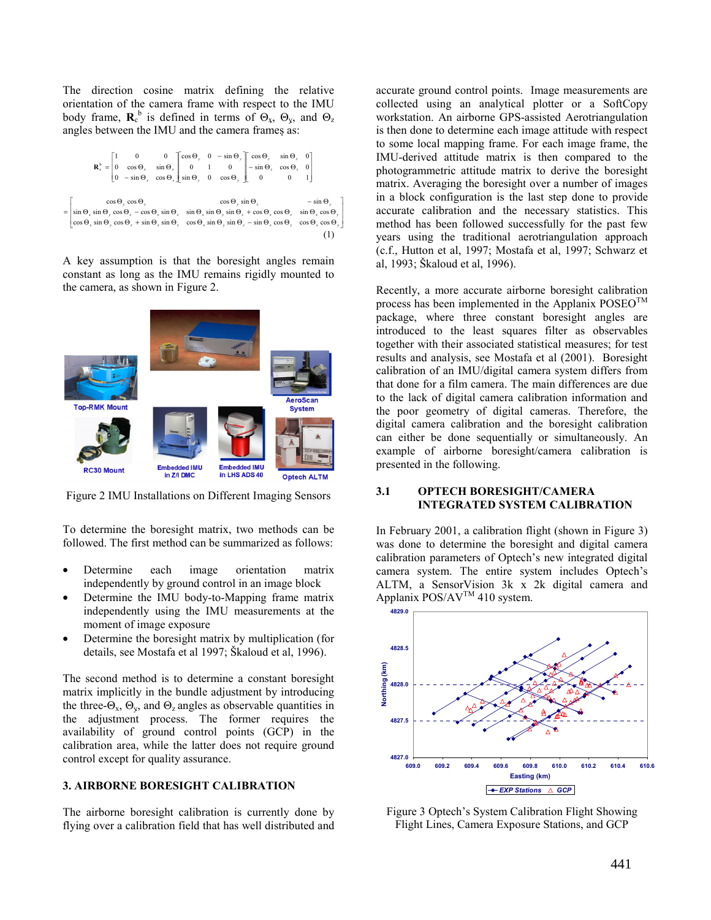The direction cosine matrix defining the relative orientation of the camera frame with respect to the IMU body frame, $\mathbf{R}_c^b$ is defined in terms of $\Theta_x$, $\Theta_y$, and $\Theta_z$ angles between the IMU and the camera frames as:

$$
\mathbf{R}_c^b = \begin{bmatrix} 1 & 0 & 0 \\ 0 & \cos\Theta_x & \sin\Theta_x \\ 0 & -\sin\Theta_x & \cos\Theta_x \end{bmatrix} \begin{bmatrix} \cos\Theta_y & 0 & -\sin\Theta_y \\ 0 & 1 & 0 \\ \sin\Theta_y & 0 & \cos\Theta_y \end{bmatrix} \begin{bmatrix} \cos\Theta_z & \sin\Theta_z & 0 \\ -\sin\Theta_z & \cos\Theta_z & 0 \\ 0 & 0 & 1 \end{bmatrix}
$$

$$
= \begin{bmatrix} \cos\Theta_y \cos\Theta_z & \cos\Theta_y \sin\Theta_z & -\sin\Theta_y \\ \sin\Theta_x \sin\Theta_y \cos\Theta_z - \cos\Theta_x \sin\Theta_z & \sin\Theta_x \sin\Theta_y \sin\Theta_z + \cos\Theta_x \cos\Theta_z & \sin\Theta_x \cos\Theta_y \\ \cos\Theta_x \sin\Theta_y \cos\Theta_z + \sin\Theta_x \sin\Theta_z & \cos\Theta_x \sin\Theta_y \sin\Theta_z - \sin\Theta_x \cos\Theta_z & \cos\Theta_x \cos\Theta_y \end{bmatrix} \quad (1)
$$

A key assumption is that the boresight angles remain constant as long as the IMU remains rigidly mounted to the camera, as shown in Figure 2.

Figure 2 IMU Installations on Different Imaging Sensors

To determine the boresight matrix, two methods can be followed. The first method can be summarized as follows:

- Determine each image orientation matrix independently by ground control in an image block
- Determine the IMU body-to-Mapping frame matrix independently using the IMU measurements at the moment of image exposure
- Determine the boresight matrix by multiplication (for details, see Mostafa et al 1997; Škaloud et al, 1996).

The second method is to determine a constant boresight matrix implicitly in the bundle adjustment by introducing the three-$\Theta_x$, $\Theta_y$, and $\Theta_z$ angles as observable quantities in the adjustment process. The former requires the availability of ground control points (GCP) in the calibration area, while the latter does not require ground control except for quality assurance.

## 3. AIRBORNE BORESIGHT CALIBRATION

The airborne boresight calibration is currently done by flying over a calibration field that has well distributed and accurate ground control points. Image measurements are collected using an analytical plotter or a SoftCopy workstation. An airborne GPS-assisted Aerotriangulation is then done to determine each image attitude with respect to some local mapping frame. For each image frame, the IMU-derived attitude matrix is then compared to the photogrammetric attitude matrix to derive the boresight matrix. Averaging the boresight over a number of images in a block configuration is the last step done to provide accurate calibration and the necessary statistics. This method has been followed successfully for the past few years using the traditional aerotriangulation approach (c.f., Hutton et al, 1997; Mostafa et al, 1997; Schwarz et al, 1993; Škaloud et al, 1996).

Recently, a more accurate airborne boresight calibration process has been implemented in the Applanix POSEO™ package, where three constant boresight angles are introduced to the least squares filter as observables together with their associated statistical measures; for test results and analysis, see Mostafa et al (2001). Boresight calibration of an IMU/digital camera system differs from that done for a film camera. The main differences are due to the lack of digital camera calibration information and the poor geometry of digital cameras. Therefore, the digital camera calibration and the boresight calibration can either be done sequentially or simultaneously. An example of airborne boresight/camera calibration is presented in the following.

### 3.1 OPTECH BORESIGHT/CAMERA INTEGRATED SYSTEM CALIBRATION

In February 2001, a calibration flight (shown in Figure 3) was done to determine the boresight and digital camera calibration parameters of Optech's new integrated digital camera system. The entire system includes Optech's ALTM, a SensorVision 3k x 2k digital camera and Applanix POS/AV™ 410 system.

Figure 3 Optech's System Calibration Flight Showing Flight Lines, Camera Exposure Stations, and GCP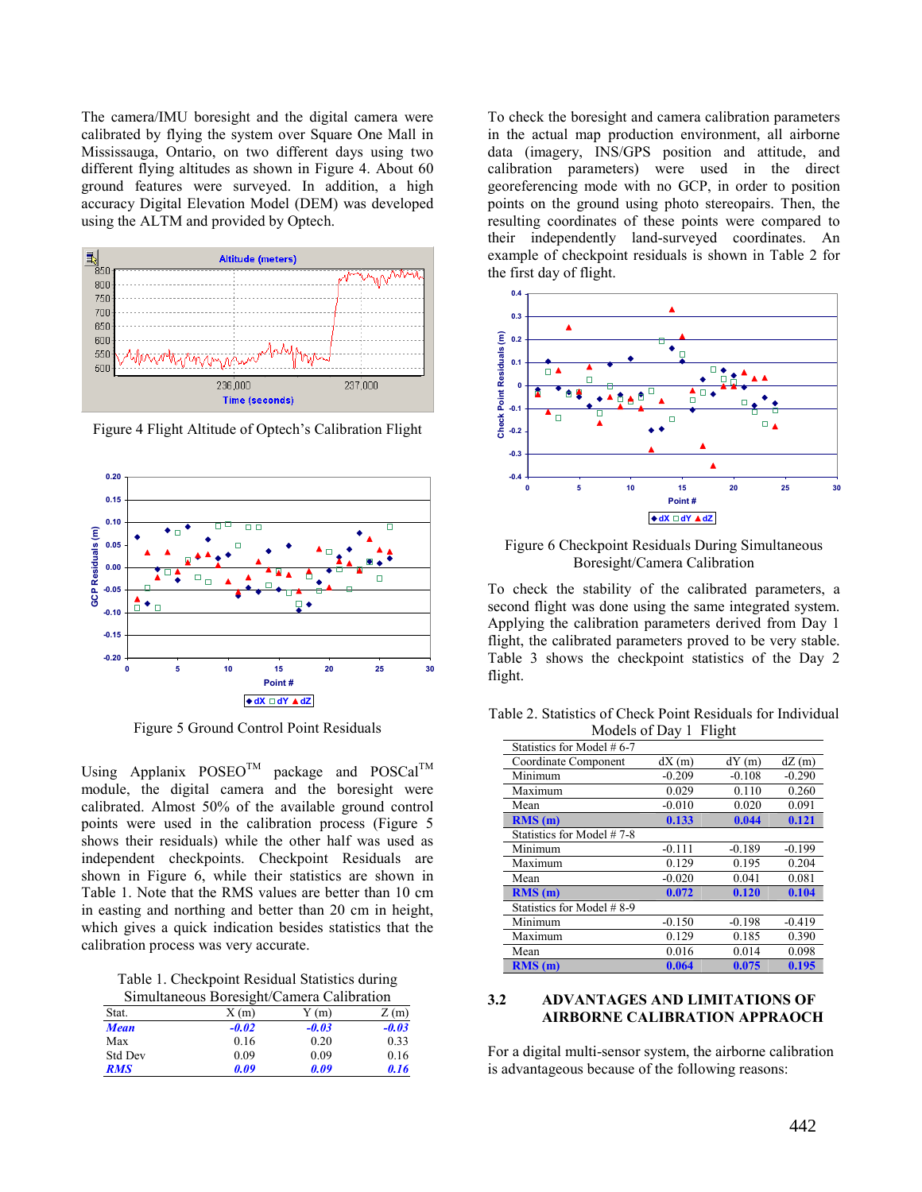The camera/IMU boresight and the digital camera were calibrated by flying the system over Square One Mall in Mississauga, Ontario, on two different days using two different flying altitudes as shown in Figure 4. About 60 ground features were surveyed. In addition, a high accuracy Digital Elevation Model (DEM) was developed using the ALTM and provided by Optech.

Figure 4 Flight Altitude of Optech's Calibration Flight

Figure 5 Ground Control Point Residuals

Using Applanix POSEO™ package and POSCal™ module, the digital camera and the boresight were calibrated. Almost 50% of the available ground control points were used in the calibration process (Figure 5 shows their residuals) while the other half was used as independent checkpoints. Checkpoint Residuals are shown in Figure 6, while their statistics are shown in Table 1. Note that the RMS values are better than 10 cm in easting and northing and better than 20 cm in height, which gives a quick indication besides statistics that the calibration process was very accurate.

Table 1. Checkpoint Residual Statistics during Simultaneous Boresight/Camera Calibration

| Stat. | X (m) | Y (m) | Z (m) |
|---|---|---|---|
| ***Mean*** | ***-0.02*** | ***-0.03*** | ***-0.03*** |
| Max | 0.16 | 0.20 | 0.33 |
| Std Dev | 0.09 | 0.09 | 0.16 |
| ***RMS*** | ***0.09*** | ***0.09*** | ***0.16*** |

To check the boresight and camera calibration parameters in the actual map production environment, all airborne data (imagery, INS/GPS position and attitude, and calibration parameters) were used in the direct georeferencing mode with no GCP, in order to position points on the ground using photo stereopairs. Then, the resulting coordinates of these points were compared to their independently land-surveyed coordinates. An example of checkpoint residuals is shown in Table 2 for the first day of flight.

Figure 6 Checkpoint Residuals During Simultaneous Boresight/Camera Calibration

To check the stability of the calibrated parameters, a second flight was done using the same integrated system. Applying the calibration parameters derived from Day 1 flight, the calibrated parameters proved to be very stable. Table 3 shows the checkpoint statistics of the Day 2 flight.

Table 2. Statistics of Check Point Residuals for Individual Models of Day 1 Flight

| Statistics for Model # 6-7 | | | |
|---|---|---|---|
| Coordinate Component | dX (m) | dY (m) | dZ (m) |
| Minimum | -0.209 | -0.108 | -0.290 |
| Maximum | 0.029 | 0.110 | 0.260 |
| Mean | -0.010 | 0.020 | 0.091 |
| **RMS (m)** | **0.133** | **0.044** | **0.121** |
| Statistics for Model # 7-8 | | | |
| Minimum | -0.111 | -0.189 | -0.199 |
| Maximum | 0.129 | 0.195 | 0.204 |
| Mean | -0.020 | 0.041 | 0.081 |
| **RMS (m)** | **0.072** | **0.120** | **0.104** |
| Statistics for Model # 8-9 | | | |
| Minimum | -0.150 | -0.198 | -0.419 |
| Maximum | 0.129 | 0.185 | 0.390 |
| Mean | 0.016 | 0.014 | 0.098 |
| **RMS (m)** | **0.064** | **0.075** | **0.195** |

## 3.2 ADVANTAGES AND LIMITATIONS OF AIRBORNE CALIBRATION APPRAOCH

For a digital multi-sensor system, the airborne calibration is advantageous because of the following reasons: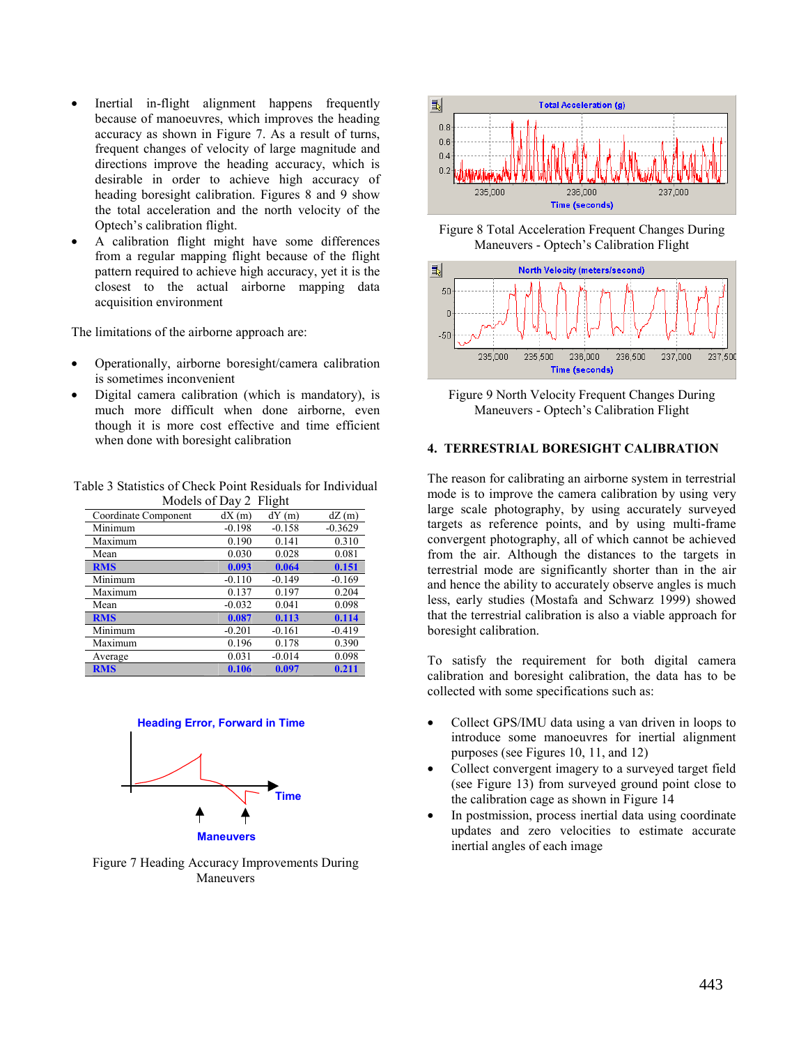- Inertial in-flight alignment happens frequently because of manoeuvres, which improves the heading accuracy as shown in Figure 7. As a result of turns, frequent changes of velocity of large magnitude and directions improve the heading accuracy, which is desirable in order to achieve high accuracy of heading boresight calibration. Figures 8 and 9 show the total acceleration and the north velocity of the Optech's calibration flight.
- A calibration flight might have some differences from a regular mapping flight because of the flight pattern required to achieve high accuracy, yet it is the closest to the actual airborne mapping data acquisition environment

The limitations of the airborne approach are:

- Operationally, airborne boresight/camera calibration is sometimes inconvenient
- Digital camera calibration (which is mandatory), is much more difficult when done airborne, even though it is more cost effective and time efficient when done with boresight calibration

Table 3 Statistics of Check Point Residuals for Individual Models of Day 2 Flight

| Coordinate Component | dX (m) | dY (m) | dZ (m) |
|---|---|---|---|
| Minimum | -0.198 | -0.158 | -0.3629 |
| Maximum | 0.190 | 0.141 | 0.310 |
| Mean | 0.030 | 0.028 | 0.081 |
| **RMS** | **0.093** | **0.064** | **0.151** |
| Minimum | -0.110 | -0.149 | -0.169 |
| Maximum | 0.137 | 0.197 | 0.204 |
| Mean | -0.032 | 0.041 | 0.098 |
| **RMS** | **0.087** | **0.113** | **0.114** |
| Minimum | -0.201 | -0.161 | -0.419 |
| Maximum | 0.196 | 0.178 | 0.390 |
| Average | 0.031 | -0.014 | 0.098 |
| **RMS** | **0.106** | **0.097** | **0.211** |

Figure 7 Heading Accuracy Improvements During Maneuvers

Figure 8 Total Acceleration Frequent Changes During Maneuvers - Optech's Calibration Flight

Figure 9 North Velocity Frequent Changes During Maneuvers - Optech's Calibration Flight

## 4. TERRESTRIAL BORESIGHT CALIBRATION

The reason for calibrating an airborne system in terrestrial mode is to improve the camera calibration by using very large scale photography, by using accurately surveyed targets as reference points, and by using multi-frame convergent photography, all of which cannot be achieved from the air. Although the distances to the targets in terrestrial mode are significantly shorter than in the air and hence the ability to accurately observe angles is much less, early studies (Mostafa and Schwarz 1999) showed that the terrestrial calibration is also a viable approach for boresight calibration.

To satisfy the requirement for both digital camera calibration and boresight calibration, the data has to be collected with some specifications such as:

- Collect GPS/IMU data using a van driven in loops to introduce some manoeuvres for inertial alignment purposes (see Figures 10, 11, and 12)
- Collect convergent imagery to a surveyed target field (see Figure 13) from surveyed ground point close to the calibration cage as shown in Figure 14
- In postmission, process inertial data using coordinate updates and zero velocities to estimate accurate inertial angles of each image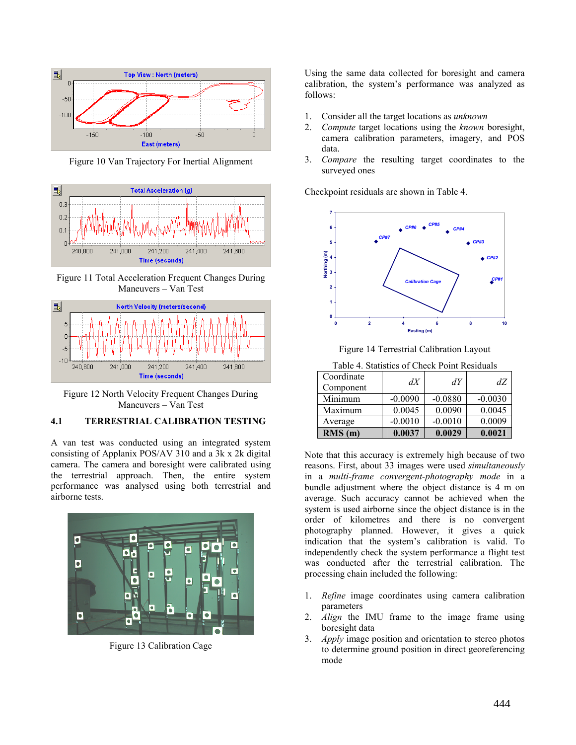Figure 10 Van Trajectory For Inertial Alignment

Figure 11 Total Acceleration Frequent Changes During Maneuvers – Van Test

Figure 12 North Velocity Frequent Changes During Maneuvers – Van Test

### 4.1 TERRESTRIAL CALIBRATION TESTING

A van test was conducted using an integrated system consisting of Applanix POS/AV 310 and a 3k x 2k digital camera. The camera and boresight were calibrated using the terrestrial approach. Then, the entire system performance was analysed using both terrestrial and airborne tests.

Figure 13 Calibration Cage

Using the same data collected for boresight and camera calibration, the system's performance was analyzed as follows:

1. Consider all the target locations as *unknown*
2. *Compute* target locations using the *known* boresight, camera calibration parameters, imagery, and POS data.
3. *Compare* the resulting target coordinates to the surveyed ones

Checkpoint residuals are shown in Table 4.

Figure 14 Terrestrial Calibration Layout

Table 4. Statistics of Check Point Residuals

| Coordinate Component | *dX* | *dY* | *dZ* |
|---|---|---|---|
| Minimum | -0.0090 | -0.0880 | -0.0030 |
| Maximum | 0.0045 | 0.0090 | 0.0045 |
| Average | -0.0010 | -0.0010 | 0.0009 |
| **RMS (m)** | **0.0037** | **0.0029** | **0.0021** |

Note that this accuracy is extremely high because of two reasons. First, about 33 images were used *simultaneously* in a *multi-frame convergent-photography mode* in a bundle adjustment where the object distance is 4 m on average. Such accuracy cannot be achieved when the system is used airborne since the object distance is in the order of kilometres and there is no convergent photography planned. However, it gives a quick indication that the system's calibration is valid. To independently check the system performance a flight test was conducted after the terrestrial calibration. The processing chain included the following:

1. *Refine* image coordinates using camera calibration parameters
2. *Align* the IMU frame to the image frame using boresight data
3. *Apply* image position and orientation to stereo photos to determine ground position in direct georeferencing mode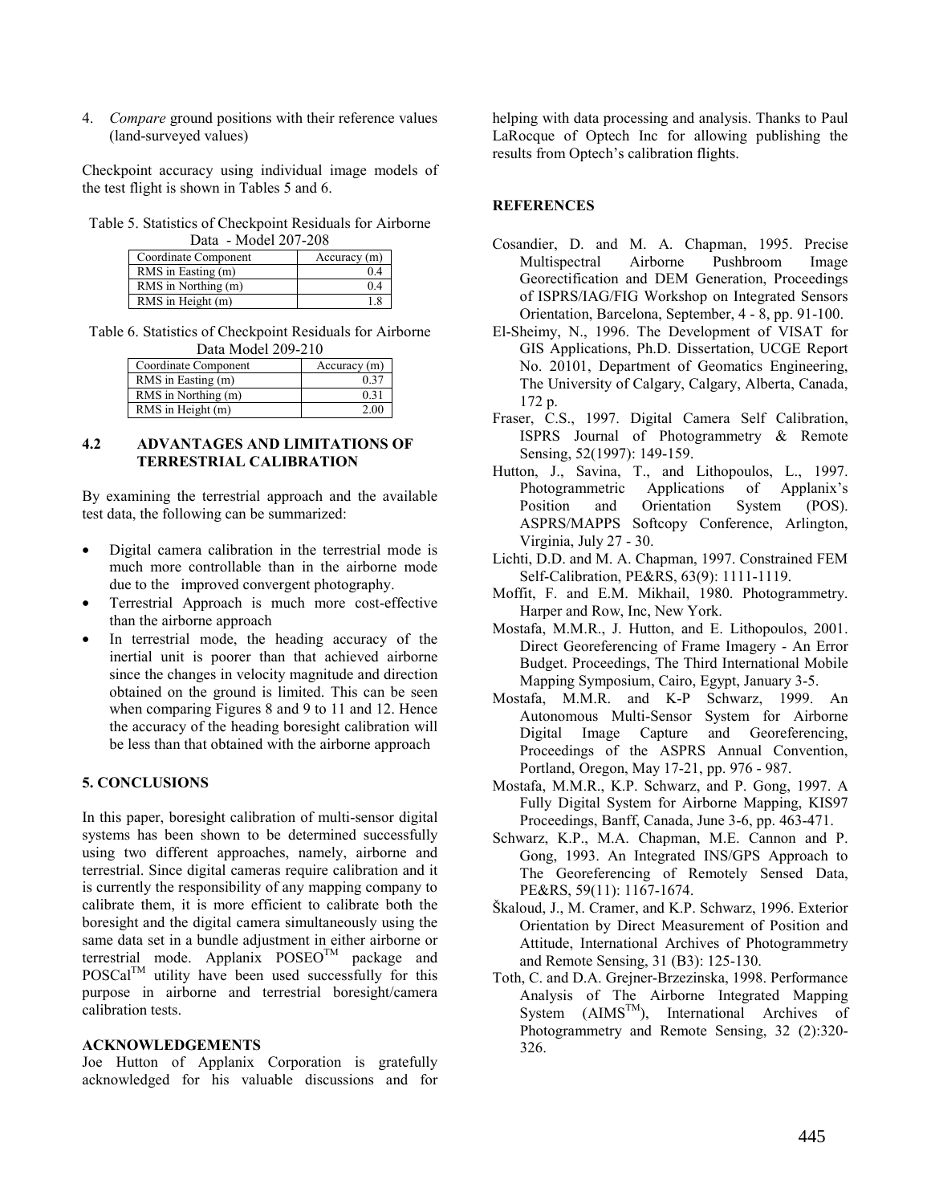4. *Compare* ground positions with their reference values (land-surveyed values)

Checkpoint accuracy using individual image models of the test flight is shown in Tables 5 and 6.

Table 5. Statistics of Checkpoint Residuals for Airborne Data - Model 207-208

| Coordinate Component | Accuracy (m) |
|---|---|
| RMS in Easting (m) | 0.4 |
| RMS in Northing (m) | 0.4 |
| RMS in Height (m) | 1.8 |

Table 6. Statistics of Checkpoint Residuals for Airborne Data Model 209-210

| Coordinate Component | Accuracy (m) |
|---|---|
| RMS in Easting (m) | 0.37 |
| RMS in Northing (m) | 0.31 |
| RMS in Height (m) | 2.00 |

### 4.2 ADVANTAGES AND LIMITATIONS OF TERRESTRIAL CALIBRATION

By examining the terrestrial approach and the available test data, the following can be summarized:

- Digital camera calibration in the terrestrial mode is much more controllable than in the airborne mode due to the improved convergent photography.
- Terrestrial Approach is much more cost-effective than the airborne approach
- In terrestrial mode, the heading accuracy of the inertial unit is poorer than that achieved airborne since the changes in velocity magnitude and direction obtained on the ground is limited. This can be seen when comparing Figures 8 and 9 to 11 and 12. Hence the accuracy of the heading boresight calibration will be less than that obtained with the airborne approach

## 5. CONCLUSIONS

In this paper, boresight calibration of multi-sensor digital systems has been shown to be determined successfully using two different approaches, namely, airborne and terrestrial. Since digital cameras require calibration and it is currently the responsibility of any mapping company to calibrate them, it is more efficient to calibrate both the boresight and the digital camera simultaneously using the same data set in a bundle adjustment in either airborne or terrestrial mode. Applanix POSEO™ package and POSCal™ utility have been used successfully for this purpose in airborne and terrestrial boresight/camera calibration tests.

## ACKNOWLEDGEMENTS

Joe Hutton of Applanix Corporation is gratefully acknowledged for his valuable discussions and for helping with data processing and analysis. Thanks to Paul LaRocque of Optech Inc for allowing publishing the results from Optech's calibration flights.

## REFERENCES

Cosandier, D. and M. A. Chapman, 1995. Precise Multispectral Airborne Pushbroom Image Georectification and DEM Generation, Proceedings of ISPRS/IAG/FIG Workshop on Integrated Sensors Orientation, Barcelona, September, 4 - 8, pp. 91-100.

El-Sheimy, N., 1996. The Development of VISAT for GIS Applications, Ph.D. Dissertation, UCGE Report No. 20101, Department of Geomatics Engineering, The University of Calgary, Calgary, Alberta, Canada, 172 p.

Fraser, C.S., 1997. Digital Camera Self Calibration, ISPRS Journal of Photogrammetry & Remote Sensing, 52(1997): 149-159.

Hutton, J., Savina, T., and Lithopoulos, L., 1997. Photogrammetric Applications of Applanix's Position and Orientation System (POS). ASPRS/MAPPS Softcopy Conference, Arlington, Virginia, July 27 - 30.

Lichti, D.D. and M. A. Chapman, 1997. Constrained FEM Self-Calibration, PE&RS, 63(9): 1111-1119.

Moffit, F. and E.M. Mikhail, 1980. Photogrammetry. Harper and Row, Inc, New York.

Mostafa, M.M.R., J. Hutton, and E. Lithopoulos, 2001. Direct Georeferencing of Frame Imagery - An Error Budget. Proceedings, The Third International Mobile Mapping Symposium, Cairo, Egypt, January 3-5.

Mostafa, M.M.R. and K-P Schwarz, 1999. An Autonomous Multi-Sensor System for Airborne Digital Image Capture and Georeferencing, Proceedings of the ASPRS Annual Convention, Portland, Oregon, May 17-21, pp. 976 - 987.

Mostafa, M.M.R., K.P. Schwarz, and P. Gong, 1997. A Fully Digital System for Airborne Mapping, KIS97 Proceedings, Banff, Canada, June 3-6, pp. 463-471.

Schwarz, K.P., M.A. Chapman, M.E. Cannon and P. Gong, 1993. An Integrated INS/GPS Approach to The Georeferencing of Remotely Sensed Data, PE&RS, 59(11): 1167-1674.

Škaloud, J., M. Cramer, and K.P. Schwarz, 1996. Exterior Orientation by Direct Measurement of Position and Attitude, International Archives of Photogrammetry and Remote Sensing, 31 (B3): 125-130.

Toth, C. and D.A. Grejner-Brzezinska, 1998. Performance Analysis of The Airborne Integrated Mapping System (AIMS™), International Archives of Photogrammetry and Remote Sensing, 32 (2):320-326.